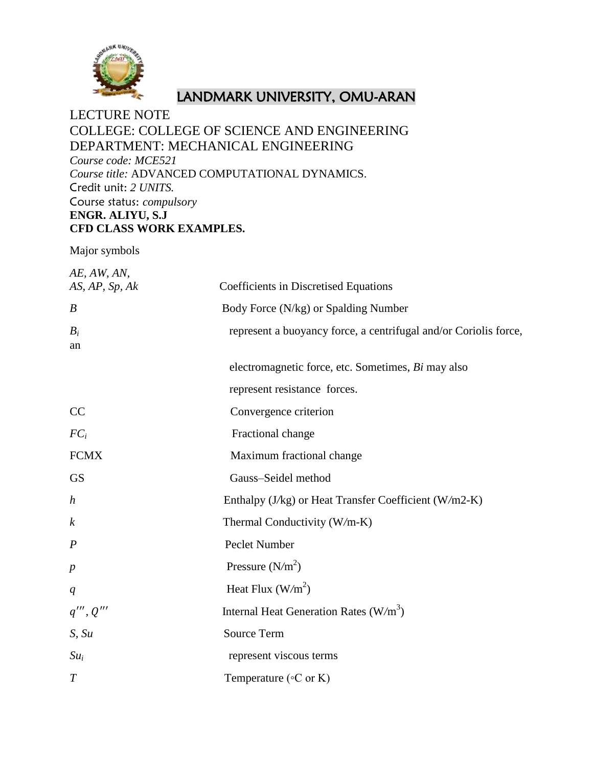# LANDMARK UNIVERSITY, OMU-ARAN

LECTURE NOTE
COLLEGE: COLLEGE OF SCIENCE AND ENGINEERING
DEPARTMENT: MECHANICAL ENGINEERING
*Course code: MCE521*
*Course title:* ADVANCED COMPUTATIONAL DYNAMICS.
Credit unit: *2 UNITS.*
Course status: *compulsory*
**ENGR. ALIYU, S.J**
**CFD CLASS WORK EXAMPLES.**

Major symbols

| Symbol | Meaning |
|---|---|
| *AE*, *AW*, *AN*, *AS*, *AP*, *Sp*, *Ak* | Coefficients in Discretised Equations |
| *B* | Body Force (N/kg) or Spalding Number |
| $B_i$ an | represent a buoyancy force, a centrifugal and/or Coriolis force, electromagnetic force, etc. Sometimes, *Bi* may also represent resistance forces. |
| CC | Convergence criterion |
| $FC_i$ | Fractional change |
| FCMX | Maximum fractional change |
| GS | Gauss–Seidel method |
| *h* | Enthalpy (J/kg) or Heat Transfer Coefficient (W/m2-K) |
| *k* | Thermal Conductivity (W/m-K) |
| *P* | Peclet Number |
| *p* | Pressure (N/m$^2$) |
| *q* | Heat Flux (W/m$^2$) |
| $q'''$, $Q'''$ | Internal Heat Generation Rates (W/m$^3$) |
| *S*, *Su* | Source Term |
| $Su_i$ | represent viscous terms |
| *T* | Temperature (◦C or K) |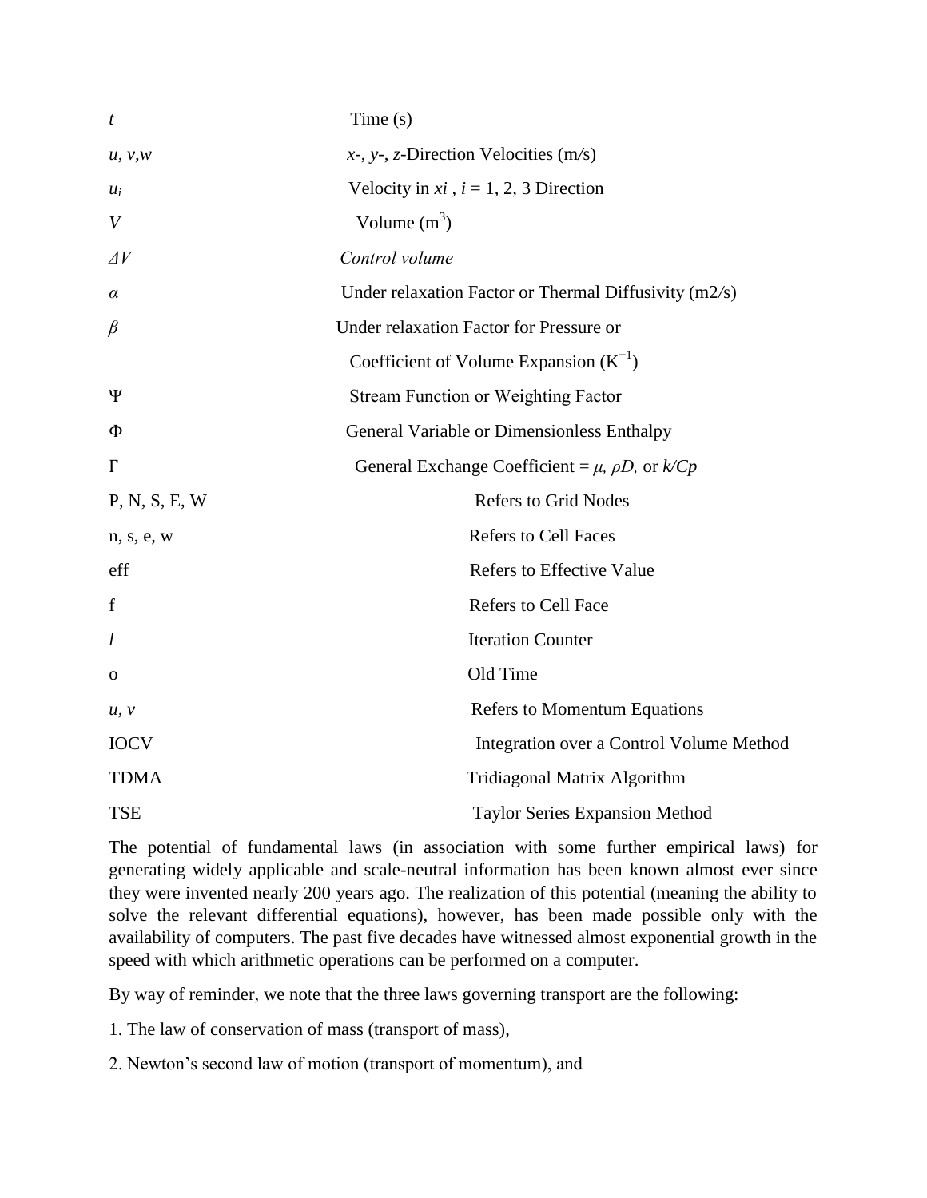| | |
|---|---|
| $t$ | Time (s) |
| $u, v, w$ | $x$-, $y$-, $z$-Direction Velocities (m/s) |
| $u_i$ | Velocity in $x_i$ , $i$ = 1, 2, 3 Direction |
| $V$ | Volume ($m^3$) |
| $\Delta V$ | *Control volume* |
| $\alpha$ | Under relaxation Factor or Thermal Diffusivity (m2/s) |
| $\beta$ | Under relaxation Factor for Pressure or Coefficient of Volume Expansion ($K^{-1}$) |
| $\Psi$ | Stream Function or Weighting Factor |
| $\Phi$ | General Variable or Dimensionless Enthalpy |
| $\Gamma$ | General Exchange Coefficient = $\mu$, $\rho D$, or $k/Cp$ |
| P, N, S, E, W | Refers to Grid Nodes |
| n, s, e, w | Refers to Cell Faces |
| eff | Refers to Effective Value |
| f | Refers to Cell Face |
| $l$ | Iteration Counter |
| o | Old Time |
| $u, v$ | Refers to Momentum Equations |
| IOCV | Integration over a Control Volume Method |
| TDMA | Tridiagonal Matrix Algorithm |
| TSE | Taylor Series Expansion Method |

The potential of fundamental laws (in association with some further empirical laws) for generating widely applicable and scale-neutral information has been known almost ever since they were invented nearly 200 years ago. The realization of this potential (meaning the ability to solve the relevant differential equations), however, has been made possible only with the availability of computers. The past five decades have witnessed almost exponential growth in the speed with which arithmetic operations can be performed on a computer.

By way of reminder, we note that the three laws governing transport are the following:

1. The law of conservation of mass (transport of mass),

2. Newton's second law of motion (transport of momentum), and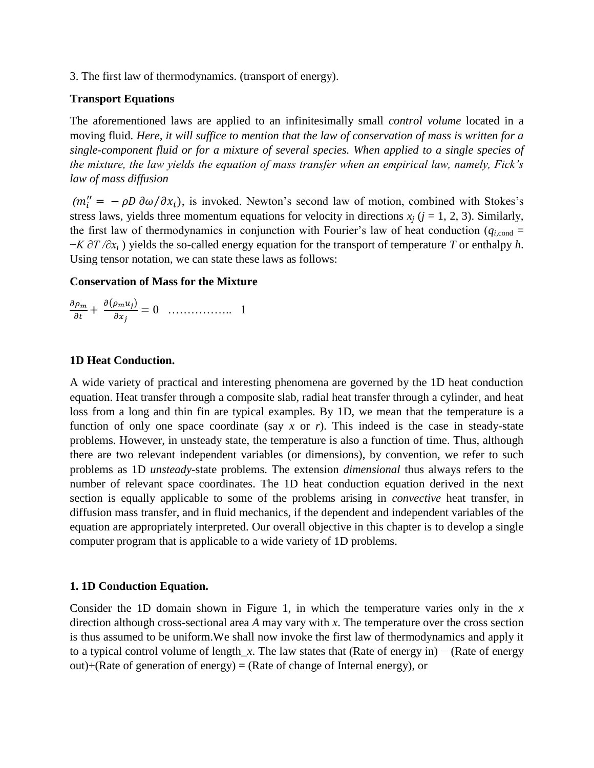3. The first law of thermodynamics. (transport of energy).

**Transport Equations**

The aforementioned laws are applied to an infinitesimally small *control volume* located in a moving fluid. *Here, it will suffice to mention that the law of conservation of mass is written for a single-component fluid or for a mixture of several species. When applied to a single species of the mixture, the law yields the equation of mass transfer when an empirical law, namely, Fick's law of mass diffusion*

($m_i'' = -\rho D \, \partial\omega / \partial x_i$), is invoked. Newton's second law of motion, combined with Stokes's stress laws, yields three momentum equations for velocity in directions $x_j$ ($j$ = 1, 2, 3). Similarly, the first law of thermodynamics in conjunction with Fourier's law of heat conduction ($q_{i,\text{cond}} = -K \, \partial T / \partial x_i$ ) yields the so-called energy equation for the transport of temperature $T$ or enthalpy $h$. Using tensor notation, we can state these laws as follows:

**Conservation of Mass for the Mixture**

$$\frac{\partial \rho_m}{\partial t} + \frac{\partial(\rho_m u_j)}{\partial x_j} = 0 \quad \ldots\ldots\ldots\ldots\ldots.. \quad 1$$

**1D Heat Conduction.**

A wide variety of practical and interesting phenomena are governed by the 1D heat conduction equation. Heat transfer through a composite slab, radial heat transfer through a cylinder, and heat loss from a long and thin fin are typical examples. By 1D, we mean that the temperature is a function of only one space coordinate (say $x$ or $r$). This indeed is the case in steady-state problems. However, in unsteady state, the temperature is also a function of time. Thus, although there are two relevant independent variables (or dimensions), by convention, we refer to such problems as 1D *unsteady*-state problems. The extension *dimensional* thus always refers to the number of relevant space coordinates. The 1D heat conduction equation derived in the next section is equally applicable to some of the problems arising in *convective* heat transfer, in diffusion mass transfer, and in fluid mechanics, if the dependent and independent variables of the equation are appropriately interpreted. Our overall objective in this chapter is to develop a single computer program that is applicable to a wide variety of 1D problems.

**1. 1D Conduction Equation.**

Consider the 1D domain shown in Figure 1, in which the temperature varies only in the $x$ direction although cross-sectional area $A$ may vary with $x$. The temperature over the cross section is thus assumed to be uniform.We shall now invoke the first law of thermodynamics and apply it to a typical control volume of length_$x$. The law states that (Rate of energy in) − (Rate of energy out)+(Rate of generation of energy) = (Rate of change of Internal energy), or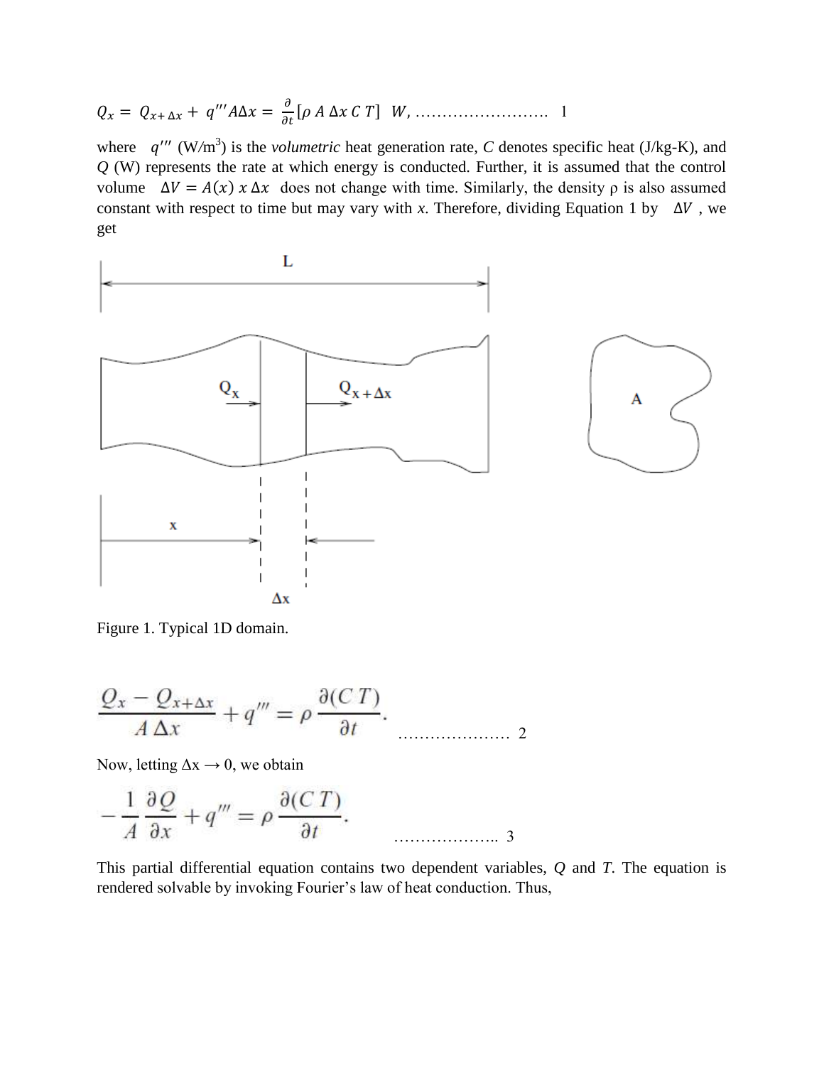$$Q_x = Q_{x+\Delta x} + q''' A \Delta x = \frac{\partial}{\partial t}[\rho \, A \, \Delta x \, C \, T] \;\; W, \quad \ldots\ldots\ldots\ldots\ldots\ldots\ldots\ldots \;\; 1$$

where $q'''$ (W/m$^3$) is the *volumetric* heat generation rate, $C$ denotes specific heat (J/kg-K), and $Q$ (W) represents the rate at which energy is conducted. Further, it is assumed that the control volume $\Delta V = A(x) \, x \, \Delta x$ does not change with time. Similarly, the density ρ is also assumed constant with respect to time but may vary with $x$. Therefore, dividing Equation 1 by $\Delta V$, we get

Figure 1. Typical 1D domain.

$$\frac{Q_x - Q_{x+\Delta x}}{A \, \Delta x} + q''' = \rho \, \frac{\partial (C \, T)}{\partial t}. \quad \ldots\ldots\ldots\ldots\ldots\ldots \;\; 2$$

Now, letting $\Delta x \rightarrow 0$, we obtain

$$-\frac{1}{A} \frac{\partial Q}{\partial x} + q''' = \rho \, \frac{\partial (C \, T)}{\partial t}. \quad \ldots\ldots\ldots\ldots\ldots\ldots \;\; 3$$

This partial differential equation contains two dependent variables, $Q$ and $T$. The equation is rendered solvable by invoking Fourier's law of heat conduction. Thus,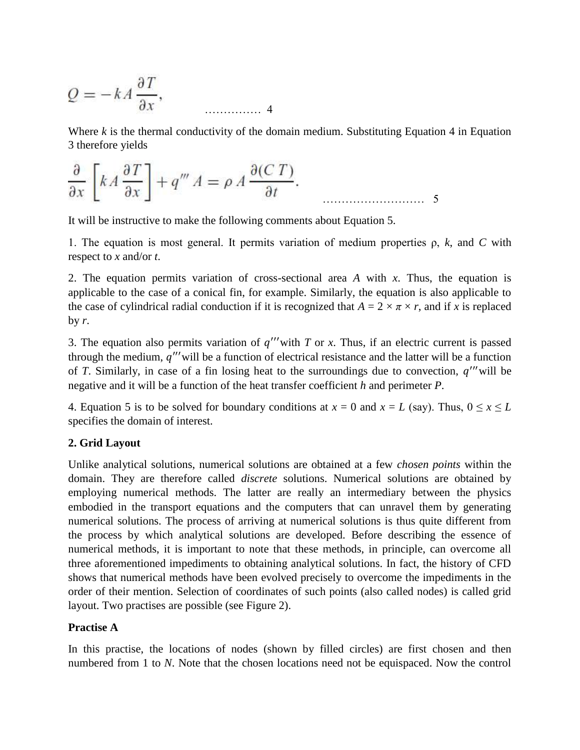$$Q = -k A \frac{\partial T}{\partial x}, \qquad \text{…………… 4}$$

Where $k$ is the thermal conductivity of the domain medium. Substituting Equation 4 in Equation 3 therefore yields

$$\frac{\partial}{\partial x}\left[k A \frac{\partial T}{\partial x}\right] + q''' A = \rho A \frac{\partial (C T)}{\partial t}. \qquad \text{……………………… 5}$$

It will be instructive to make the following comments about Equation 5.

1. The equation is most general. It permits variation of medium properties $\rho$, $k$, and $C$ with respect to $x$ and/or $t$.

2. The equation permits variation of cross-sectional area $A$ with $x$. Thus, the equation is applicable to the case of a conical fin, for example. Similarly, the equation is also applicable to the case of cylindrical radial conduction if it is recognized that $A = 2 \times \pi \times r$, and if $x$ is replaced by $r$.

3. The equation also permits variation of $q'''$ with $T$ or $x$. Thus, if an electric current is passed through the medium, $q'''$ will be a function of electrical resistance and the latter will be a function of $T$. Similarly, in case of a fin losing heat to the surroundings due to convection, $q'''$ will be negative and it will be a function of the heat transfer coefficient $h$ and perimeter $P$.

4. Equation 5 is to be solved for boundary conditions at $x = 0$ and $x = L$ (say). Thus, $0 \leq x \leq L$ specifies the domain of interest.

## 2. Grid Layout

Unlike analytical solutions, numerical solutions are obtained at a few *chosen points* within the domain. They are therefore called *discrete* solutions. Numerical solutions are obtained by employing numerical methods. The latter are really an intermediary between the physics embodied in the transport equations and the computers that can unravel them by generating numerical solutions. The process of arriving at numerical solutions is thus quite different from the process by which analytical solutions are developed. Before describing the essence of numerical methods, it is important to note that these methods, in principle, can overcome all three aforementioned impediments to obtaining analytical solutions. In fact, the history of CFD shows that numerical methods have been evolved precisely to overcome the impediments in the order of their mention. Selection of coordinates of such points (also called nodes) is called grid layout. Two practises are possible (see Figure 2).

### Practise A

In this practise, the locations of nodes (shown by filled circles) are first chosen and then numbered from 1 to $N$. Note that the chosen locations need not be equispaced. Now the control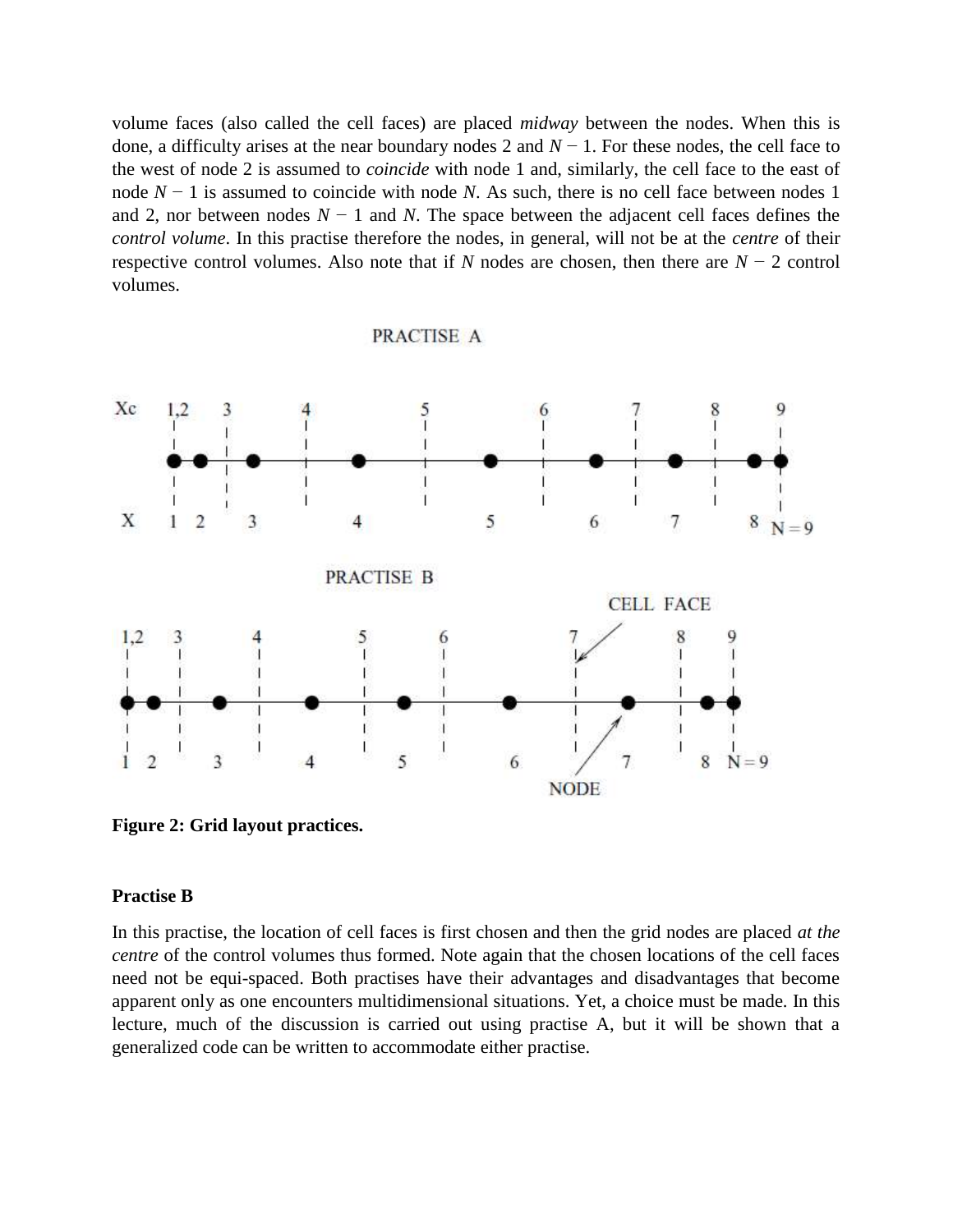volume faces (also called the cell faces) are placed *midway* between the nodes. When this is done, a difficulty arises at the near boundary nodes 2 and $N-1$. For these nodes, the cell face to the west of node 2 is assumed to *coincide* with node 1 and, similarly, the cell face to the east of node $N-1$ is assumed to coincide with node $N$. As such, there is no cell face between nodes 1 and 2, nor between nodes $N-1$ and $N$. The space between the adjacent cell faces defines the *control volume*. In this practise therefore the nodes, in general, will not be at the *centre* of their respective control volumes. Also note that if $N$ nodes are chosen, then there are $N-2$ control volumes.

**Figure 2: Grid layout practices.**

**Practise B**

In this practise, the location of cell faces is first chosen and then the grid nodes are placed *at the centre* of the control volumes thus formed. Note again that the chosen locations of the cell faces need not be equi-spaced. Both practises have their advantages and disadvantages that become apparent only as one encounters multidimensional situations. Yet, a choice must be made. In this lecture, much of the discussion is carried out using practise A, but it will be shown that a generalized code can be written to accommodate either practise.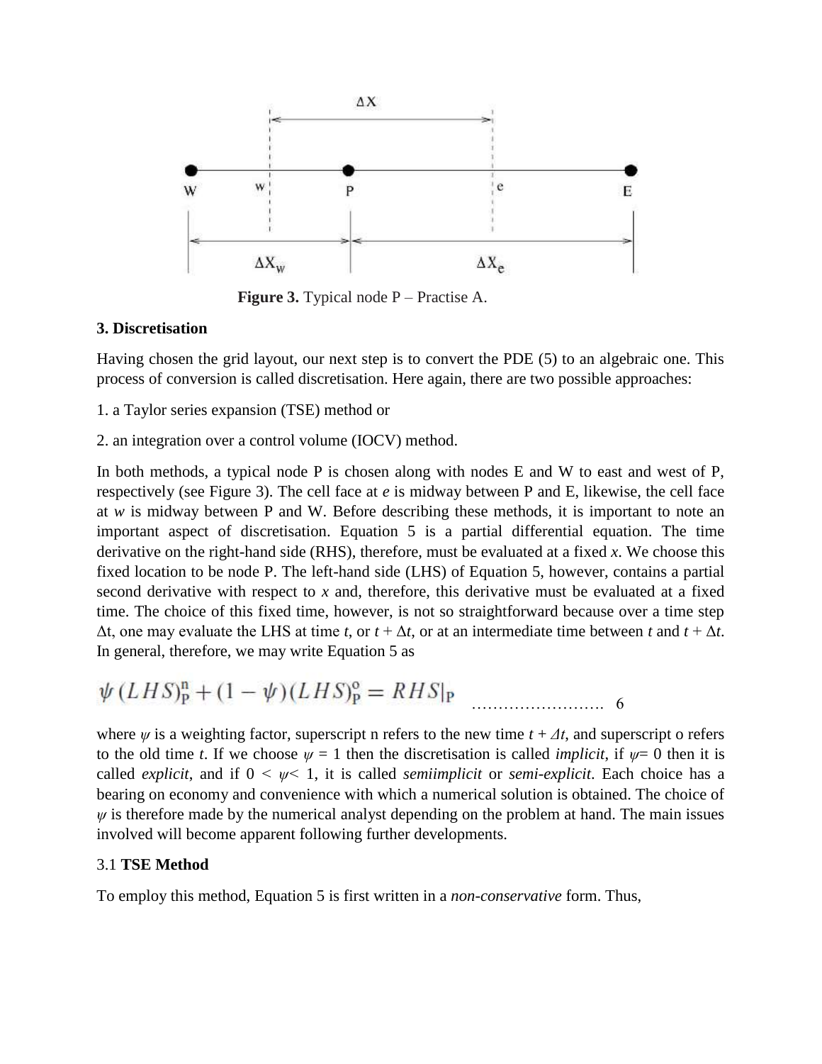Figure 3. Typical node P – Practise A.

### 3. Discretisation

Having chosen the grid layout, our next step is to convert the PDE (5) to an algebraic one. This process of conversion is called discretisation. Here again, there are two possible approaches:

1. a Taylor series expansion (TSE) method or

2. an integration over a control volume (IOCV) method.

In both methods, a typical node P is chosen along with nodes E and W to east and west of P, respectively (see Figure 3). The cell face at *e* is midway between P and E, likewise, the cell face at *w* is midway between P and W. Before describing these methods, it is important to note an important aspect of discretisation. Equation 5 is a partial differential equation. The time derivative on the right-hand side (RHS), therefore, must be evaluated at a fixed *x*. We choose this fixed location to be node P. The left-hand side (LHS) of Equation 5, however, contains a partial second derivative with respect to *x* and, therefore, this derivative must be evaluated at a fixed time. The choice of this fixed time, however, is not so straightforward because over a time step $\Delta t$, one may evaluate the LHS at time *t*, or $t + \Delta t$, or at an intermediate time between *t* and $t + \Delta t$. In general, therefore, we may write Equation 5 as

$$\psi\,(LHS)_{\mathrm{P}}^{\mathrm{n}} + (1-\psi)(LHS)_{\mathrm{P}}^{\mathrm{o}} = RHS|_{\mathrm{P}} \quad \text{……………………. 6}$$

where $\psi$ is a weighting factor, superscript n refers to the new time $t + \Delta t$, and superscript o refers to the old time *t*. If we choose $\psi = 1$ then the discretisation is called *implicit*, if $\psi = 0$ then it is called *explicit*, and if $0 < \psi < 1$, it is called *semiimplicit* or *semi-explicit*. Each choice has a bearing on economy and convenience with which a numerical solution is obtained. The choice of $\psi$ is therefore made by the numerical analyst depending on the problem at hand. The main issues involved will become apparent following further developments.

### 3.1 TSE Method

To employ this method, Equation 5 is first written in a *non-conservative* form. Thus,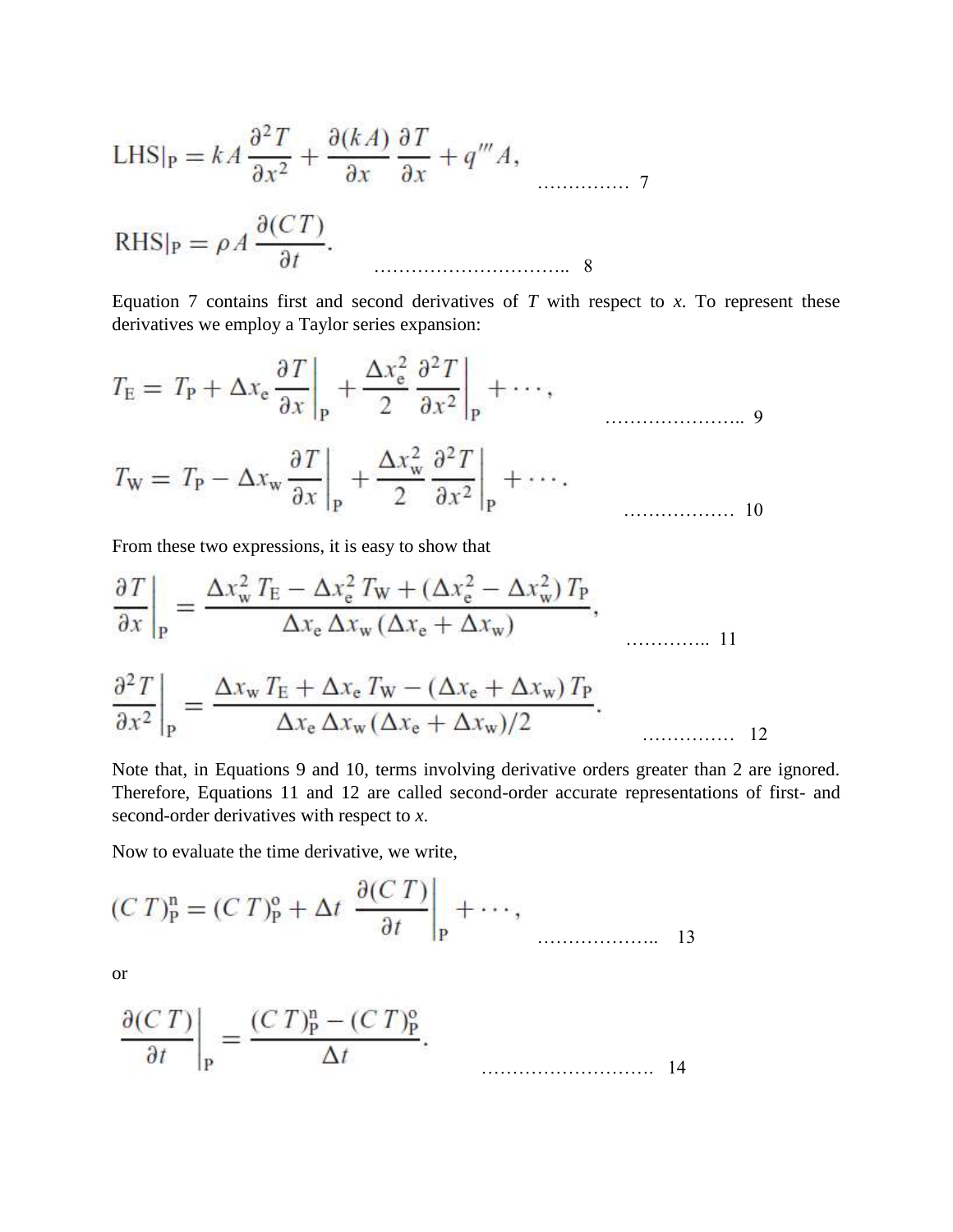$$\text{LHS}|_\text{P} = kA\,\frac{\partial^2 T}{\partial x^2} + \frac{\partial (kA)}{\partial x}\,\frac{\partial T}{\partial x} + q'''A, \qquad \ldots\ldots\ldots\ldots\ 7$$

$$\text{RHS}|_\text{P} = \rho A\,\frac{\partial (CT)}{\partial t}. \qquad \ldots\ldots\ldots\ldots\ldots\ldots\ldots\ldots\ 8$$

Equation 7 contains first and second derivatives of *T* with respect to *x*. To represent these derivatives we employ a Taylor series expansion:

$$T_\text{E} = T_\text{P} + \Delta x_\text{e}\,\frac{\partial T}{\partial x}\bigg|_\text{P} + \frac{\Delta x_\text{e}^2}{2}\,\frac{\partial^2 T}{\partial x^2}\bigg|_\text{P} + \cdots, \qquad \ldots\ldots\ldots\ldots\ 9$$

$$T_\text{W} = T_\text{P} - \Delta x_\text{w}\,\frac{\partial T}{\partial x}\bigg|_\text{P} + \frac{\Delta x_\text{w}^2}{2}\,\frac{\partial^2 T}{\partial x^2}\bigg|_\text{P} + \cdots. \qquad \ldots\ldots\ldots\ldots\ 10$$

From these two expressions, it is easy to show that

$$\frac{\partial T}{\partial x}\bigg|_\text{P} = \frac{\Delta x_\text{w}^2\,T_\text{E} - \Delta x_\text{e}^2\,T_\text{W} + (\Delta x_\text{e}^2 - \Delta x_\text{w}^2)\,T_\text{P}}{\Delta x_\text{e}\,\Delta x_\text{w}\,(\Delta x_\text{e} + \Delta x_\text{w})}, \qquad \ldots\ldots\ldots\ 11$$

$$\frac{\partial^2 T}{\partial x^2}\bigg|_\text{P} = \frac{\Delta x_\text{w}\,T_\text{E} + \Delta x_\text{e}\,T_\text{W} - (\Delta x_\text{e} + \Delta x_\text{w})\,T_\text{P}}{\Delta x_\text{e}\,\Delta x_\text{w}\,(\Delta x_\text{e} + \Delta x_\text{w})/2}. \qquad \ldots\ldots\ldots\ 12$$

Note that, in Equations 9 and 10, terms involving derivative orders greater than 2 are ignored. Therefore, Equations 11 and 12 are called second-order accurate representations of first- and second-order derivatives with respect to *x*.

Now to evaluate the time derivative, we write,

$$(C\,T)_\text{P}^\text{n} = (C\,T)_\text{P}^\text{o} + \Delta t\;\frac{\partial (C\,T)}{\partial t}\bigg|_\text{P} + \cdots, \qquad \ldots\ldots\ldots\ldots\ 13$$

or

$$\frac{\partial (C\,T)}{\partial t}\bigg|_\text{P} = \frac{(C\,T)_\text{P}^\text{n} - (C\,T)_\text{P}^\text{o}}{\Delta t}. \qquad \ldots\ldots\ldots\ldots\ldots\ldots\ 14$$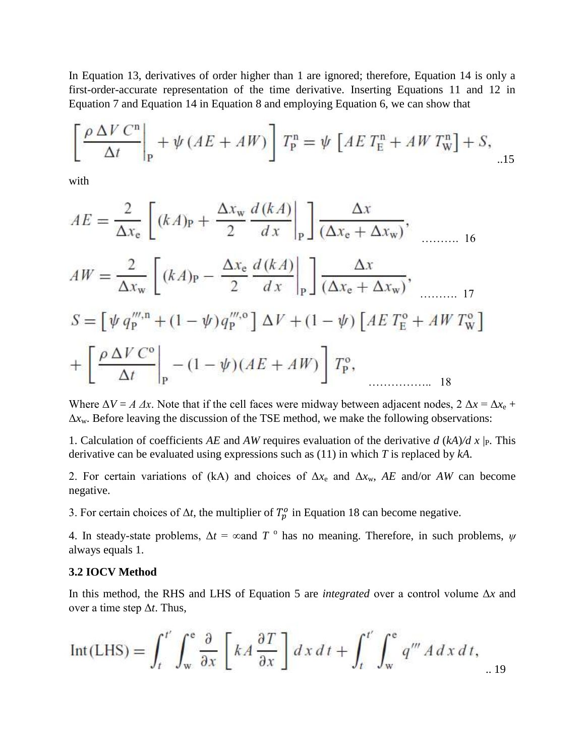In Equation 13, derivatives of order higher than 1 are ignored; therefore, Equation 14 is only a first-order-accurate representation of the time derivative. Inserting Equations 11 and 12 in Equation 7 and Equation 14 in Equation 8 and employing Equation 6, we can show that

$$\left[ \frac{\rho \, \Delta V \, C^{\mathrm{n}}}{\Delta t} \bigg|_{\mathrm{P}} + \psi \, (AE + AW) \right] T_{\mathrm{P}}^{\mathrm{n}} = \psi \left[ AE \, T_{\mathrm{E}}^{\mathrm{n}} + AW \, T_{\mathrm{W}}^{\mathrm{n}} \right] + S, \quad ..15$$

with

$$AE = \frac{2}{\Delta x_{\mathrm{e}}} \left[ (kA)_{\mathrm{P}} + \frac{\Delta x_{\mathrm{w}}}{2} \frac{d\,(kA)}{dx} \bigg|_{\mathrm{P}} \right] \frac{\Delta x}{(\Delta x_{\mathrm{e}} + \Delta x_{\mathrm{w}})}, \quad \ldots\ldots\ldots\ 16$$

$$AW = \frac{2}{\Delta x_{\mathrm{w}}} \left[ (kA)_{\mathrm{P}} - \frac{\Delta x_{\mathrm{e}}}{2} \frac{d\,(kA)}{dx} \bigg|_{\mathrm{P}} \right] \frac{\Delta x}{(\Delta x_{\mathrm{e}} + \Delta x_{\mathrm{w}})}, \quad \ldots\ldots\ldots\ 17$$

$$S = \left[ \psi \, q_{\mathrm{P}}^{\prime\prime\prime,\mathrm{n}} + (1 - \psi) q_{\mathrm{P}}^{\prime\prime\prime,\mathrm{o}} \right] \Delta V + (1 - \psi) \left[ AE \, T_{\mathrm{E}}^{\mathrm{o}} + AW \, T_{\mathrm{W}}^{\mathrm{o}} \right] + \left[ \frac{\rho \, \Delta V \, C^{\mathrm{o}}}{\Delta t} \bigg|_{\mathrm{P}} - (1 - \psi)(AE + AW) \right] T_{\mathrm{P}}^{\mathrm{o}}, \quad \ldots\ldots\ldots\ldots\ldots\ 18$$

Where $\Delta V = A \, \Delta x$. Note that if the cell faces were midway between adjacent nodes, $2 \, \Delta x = \Delta x_{\mathrm{e}} + \Delta x_{\mathrm{w}}$. Before leaving the discussion of the TSE method, we make the following observations:

1. Calculation of coefficients *AE* and *AW* requires evaluation of the derivative $d\,(kA)/dx\,|_{\mathrm{P}}$. This derivative can be evaluated using expressions such as (11) in which *T* is replaced by *kA*.

2. For certain variations of (kA) and choices of $\Delta x_{\mathrm{e}}$ and $\Delta x_{\mathrm{w}}$, *AE* and/or *AW* can become negative.

3. For certain choices of $\Delta t$, the multiplier of $T_p^o$ in Equation 18 can become negative.

4. In steady-state problems, $\Delta t = \infty$and $T^{\,\mathrm{o}}$ has no meaning. Therefore, in such problems, $\psi$ always equals 1.

### 3.2 IOCV Method

In this method, the RHS and LHS of Equation 5 are *integrated* over a control volume $\Delta x$ and over a time step $\Delta t$. Thus,

$$\mathrm{Int}(\mathrm{LHS}) = \int_{t}^{t'} \int_{\mathrm{w}}^{\mathrm{e}} \frac{\partial}{\partial x} \left[ kA \frac{\partial T}{\partial x} \right] dx \, dt + \int_{t}^{t'} \int_{\mathrm{w}}^{\mathrm{e}} q^{\prime\prime\prime} A \, dx \, dt, \quad ..\ 19$$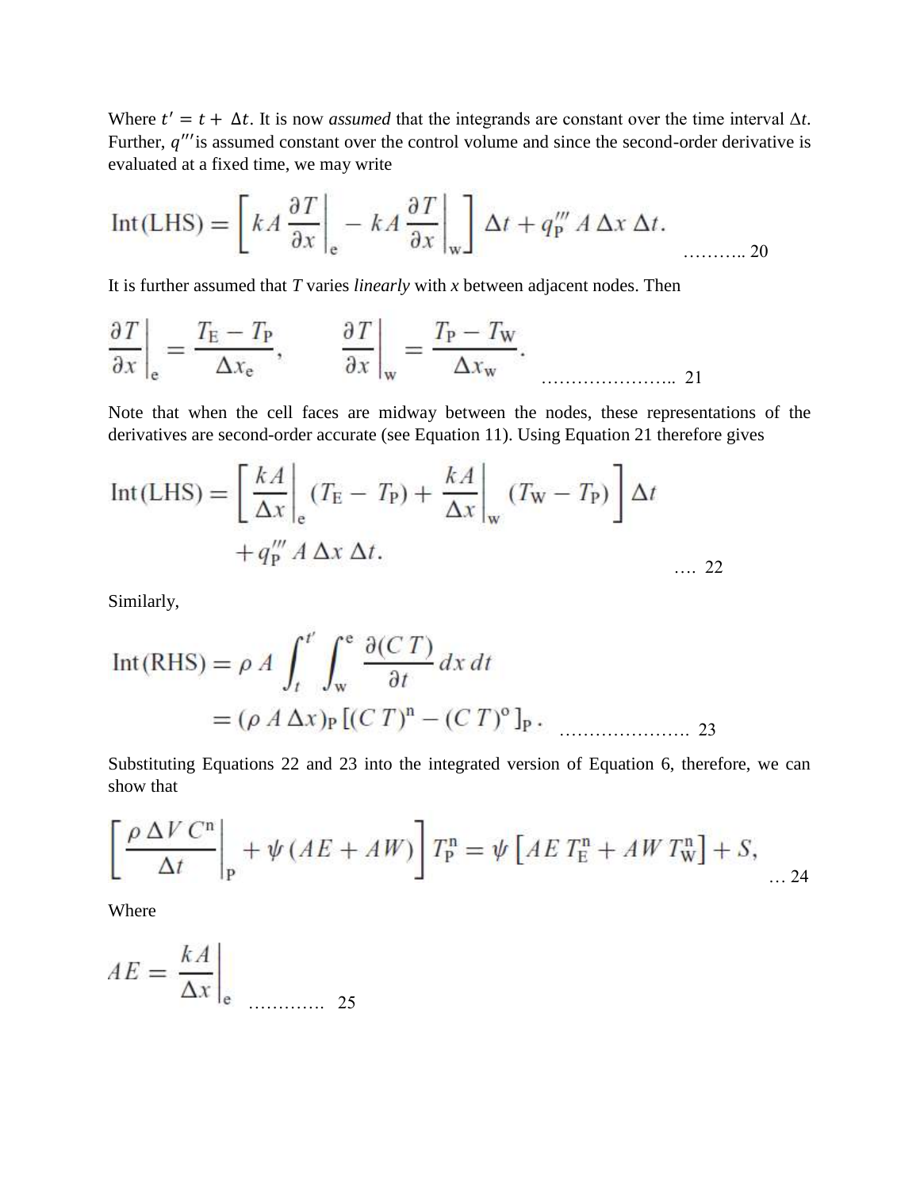Where $t' = t + \Delta t$. It is now *assumed* that the integrands are constant over the time interval $\Delta t$. Further, $q'''$ is assumed constant over the control volume and since the second-order derivative is evaluated at a fixed time, we may write

$$\text{Int}(\text{LHS}) = \left[ kA \left.\frac{\partial T}{\partial x}\right|_{\text{e}} - kA \left.\frac{\partial T}{\partial x}\right|_{\text{w}} \right] \Delta t + q_{\text{P}}''' \, A \, \Delta x \, \Delta t. \quad \text{.......... 20}$$

It is further assumed that *T* varies *linearly* with *x* between adjacent nodes. Then

$$\left.\frac{\partial T}{\partial x}\right|_{\text{e}} = \frac{T_{\text{E}} - T_{\text{P}}}{\Delta x_{\text{e}}}, \qquad \left.\frac{\partial T}{\partial x}\right|_{\text{w}} = \frac{T_{\text{P}} - T_{\text{W}}}{\Delta x_{\text{w}}}. \quad \text{..................... 21}$$

Note that when the cell faces are midway between the nodes, these representations of the derivatives are second-order accurate (see Equation 11). Using Equation 21 therefore gives

$$\text{Int}(\text{LHS}) = \left[ \left.\frac{kA}{\Delta x}\right|_{\text{e}} (T_{\text{E}} - T_{\text{P}}) + \left.\frac{kA}{\Delta x}\right|_{\text{w}} (T_{\text{W}} - T_{\text{P}}) \right] \Delta t + q_{\text{P}}''' \, A \, \Delta x \, \Delta t. \quad \text{.... 22}$$

Similarly,

$$\begin{aligned} \text{Int}(\text{RHS}) &= \rho \, A \int_{t}^{t'} \int_{\text{w}}^{\text{e}} \frac{\partial (C\,T)}{\partial t} \, dx \, dt \\ &= (\rho \, A \, \Delta x)_{\text{P}} \left[ (C\,T)^{\text{n}} - (C\,T)^{\text{o}} \right]_{\text{P}} . \end{aligned} \quad \text{..................... 23}$$

Substituting Equations 22 and 23 into the integrated version of Equation 6, therefore, we can show that

$$\left[ \left.\frac{\rho \, \Delta V \, C^{\text{n}}}{\Delta t}\right|_{\text{P}} + \psi \, (AE + AW) \right] T_{\text{P}}^{\text{n}} = \psi \left[ AE \, T_{\text{E}}^{\text{n}} + AW \, T_{\text{W}}^{\text{n}} \right] + S, \quad \text{... 24}$$

Where

$$AE = \left.\frac{kA}{\Delta x}\right|_{\text{e}} \quad \text{............ 25}$$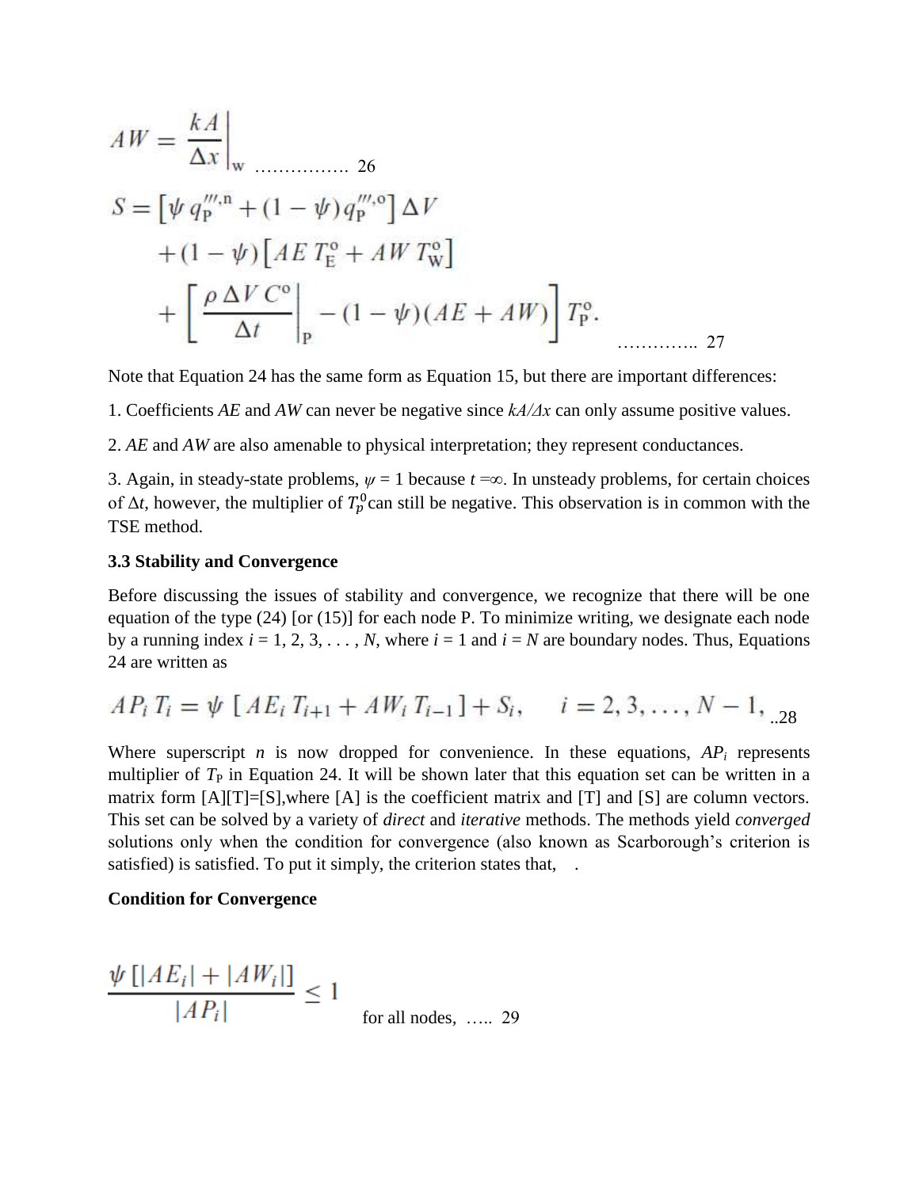$$AW = \left.\frac{kA}{\Delta x}\right|_{\text{w}} \quad \ldots\ldots\ldots\ldots\ldots\ 26$$

$$\begin{aligned} S = &\left[\psi\, q_{\text{P}}^{\prime\prime\prime,\text{n}} + (1-\psi)\, q_{\text{P}}^{\prime\prime\prime,\text{o}}\right] \Delta V \\ &+ (1-\psi)\left[AE\, T_{\text{E}}^{\text{o}} + AW\, T_{\text{W}}^{\text{o}}\right] \\ &+ \left[\left.\frac{\rho\, \Delta V\, C^{\text{o}}}{\Delta t}\right|_{\text{P}} - (1-\psi)(AE + AW)\right] T_{\text{P}}^{\text{o}}. \end{aligned} \quad \ldots\ldots\ldots\ldots\ 27$$

Note that Equation 24 has the same form as Equation 15, but there are important differences:

1. Coefficients *AE* and *AW* can never be negative since $kA/\Delta x$ can only assume positive values.

2. *AE* and *AW* are also amenable to physical interpretation; they represent conductances.

3. Again, in steady-state problems, $\psi = 1$ because $t = \infty$. In unsteady problems, for certain choices of $\Delta t$, however, the multiplier of $T_p^0$ can still be negative. This observation is in common with the TSE method.

**3.3 Stability and Convergence**

Before discussing the issues of stability and convergence, we recognize that there will be one equation of the type (24) [or (15)] for each node P. To minimize writing, we designate each node by a running index $i = 1, 2, 3, \ldots, N$, where $i = 1$ and $i = N$ are boundary nodes. Thus, Equations 24 are written as

$$AP_i\, T_i = \psi\, \left[AE_i\, T_{i+1} + AW_i\, T_{i-1}\right] + S_i, \qquad i = 2, 3, \ldots, N-1, \quad ..28$$

Where superscript *n* is now dropped for convenience. In these equations, $AP_i$ represents multiplier of $T_{\text{P}}$ in Equation 24. It will be shown later that this equation set can be written in a matrix form [A][T]=[S],where [A] is the coefficient matrix and [T] and [S] are column vectors. This set can be solved by a variety of *direct* and *iterative* methods. The methods yield *converged* solutions only when the condition for convergence (also known as Scarborough's criterion is satisfied) is satisfied. To put it simply, the criterion states that, .

**Condition for Convergence**

$$\frac{\psi\, \left[|AE_i| + |AW_i|\right]}{|AP_i|} \leq 1 \qquad \text{for all nodes,} \quad \ldots\ 29$$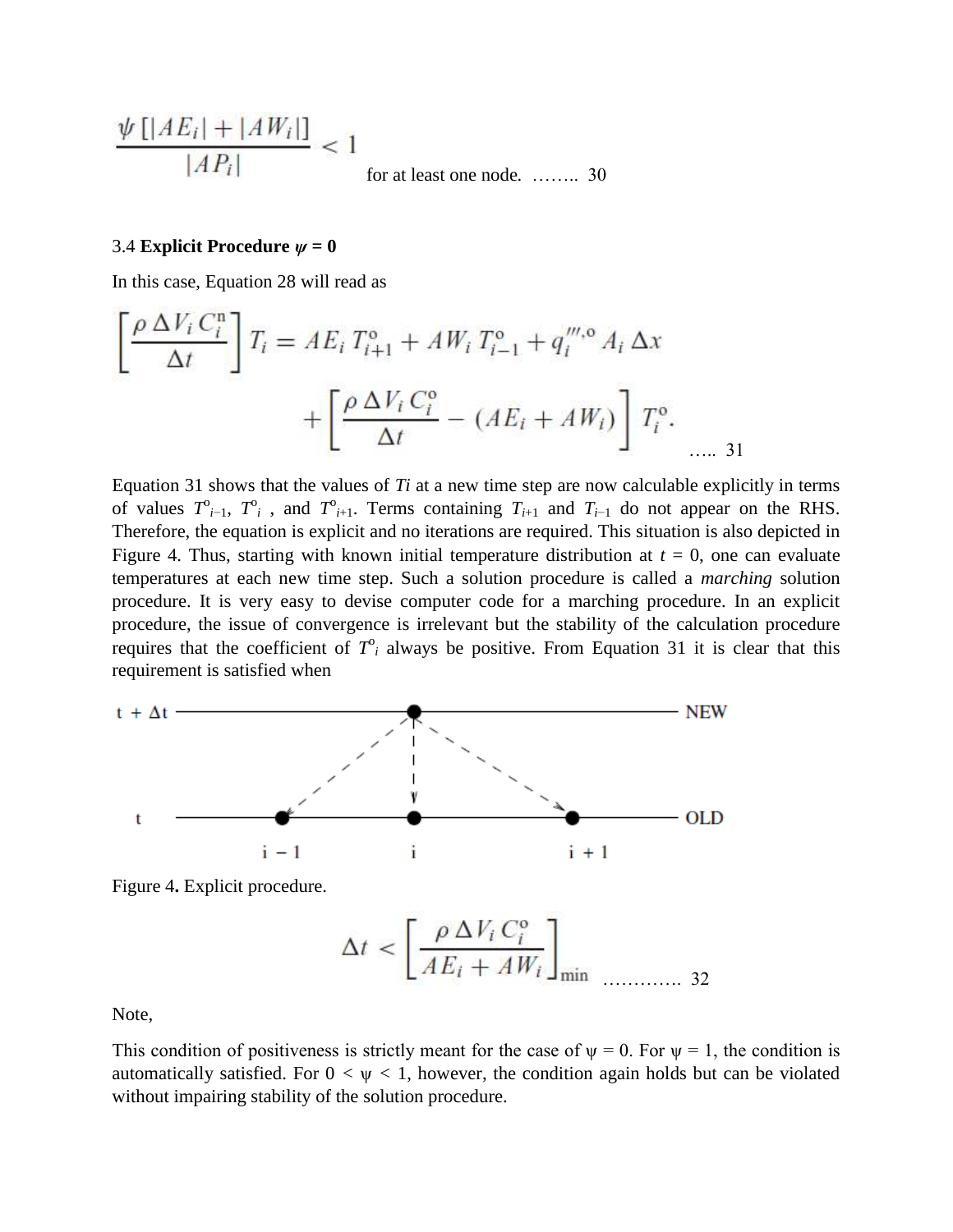$$\frac{\psi\,[|AE_i| + |AW_i|]}{|AP_i|} < 1$$ for at least one node. …….. 30

### 3.4 **Explicit Procedure $\psi = 0$**

In this case, Equation 28 will read as

$$\left[\frac{\rho\,\Delta V_i\,C_i^{\mathrm{n}}}{\Delta t}\right] T_i = AE_i\,T_{i+1}^{\mathrm{o}} + AW_i\,T_{i-1}^{\mathrm{o}} + q_i^{''',\mathrm{o}}\,A_i\,\Delta x + \left[\frac{\rho\,\Delta V_i\,C_i^{\mathrm{o}}}{\Delta t} - (AE_i + AW_i)\right] T_i^{\mathrm{o}}. \quad \text{….. 31}$$

Equation 31 shows that the values of $Ti$ at a new time step are now calculable explicitly in terms of values $T^{o}_{i-1}$, $T^{o}_{i}$ , and $T^{o}_{i+1}$. Terms containing $T_{i+1}$ and $T_{i-1}$ do not appear on the RHS. Therefore, the equation is explicit and no iterations are required. This situation is also depicted in Figure 4. Thus, starting with known initial temperature distribution at $t = 0$, one can evaluate temperatures at each new time step. Such a solution procedure is called a *marching* solution procedure. It is very easy to devise computer code for a marching procedure. In an explicit procedure, the issue of convergence is irrelevant but the stability of the calculation procedure requires that the coefficient of $T^{o}_{i}$ always be positive. From Equation 31 it is clear that this requirement is satisfied when

t + Δt

NEW

t

OLD

i − 1

i

i + 1

Figure 4**.** Explicit procedure.

$$\Delta t < \left[\frac{\rho\,\Delta V_i\,C_i^{\mathrm{o}}}{AE_i + AW_i}\right]_{\min} \quad \text{…………. 32}$$

Note,

This condition of positiveness is strictly meant for the case of $\psi = 0$. For $\psi = 1$, the condition is automatically satisfied. For $0 < \psi < 1$, however, the condition again holds but can be violated without impairing stability of the solution procedure.